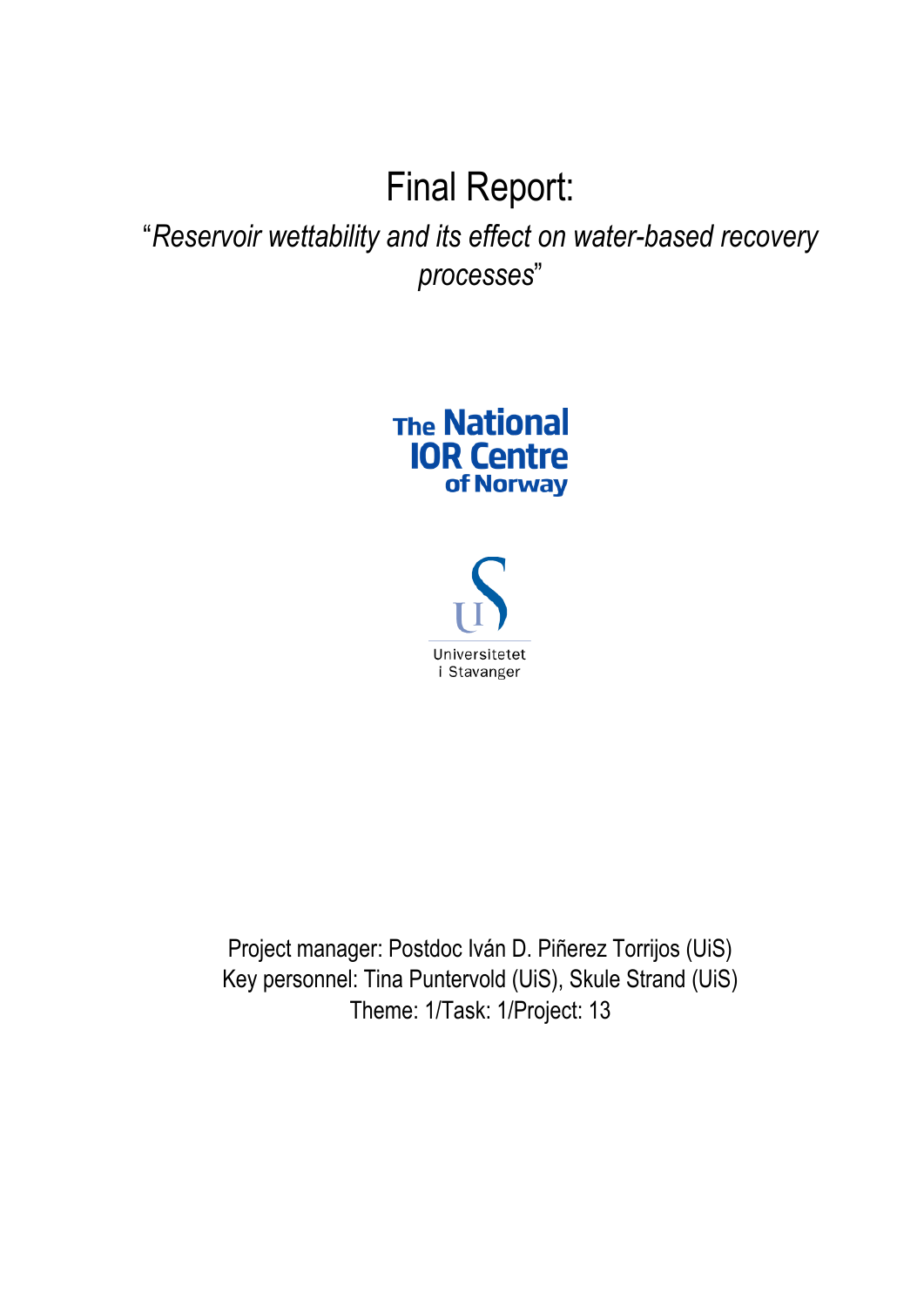# Final Report:

## "*Reservoir wettability and its effect on water-based recovery processes*"

The National IOR Centre of Norway

Universitetet i Stavanger

Project manager: Postdoc Iván D. Piñerez Torrijos (UiS)
Key personnel: Tina Puntervold (UiS), Skule Strand (UiS)
Theme: 1/Task: 1/Project: 13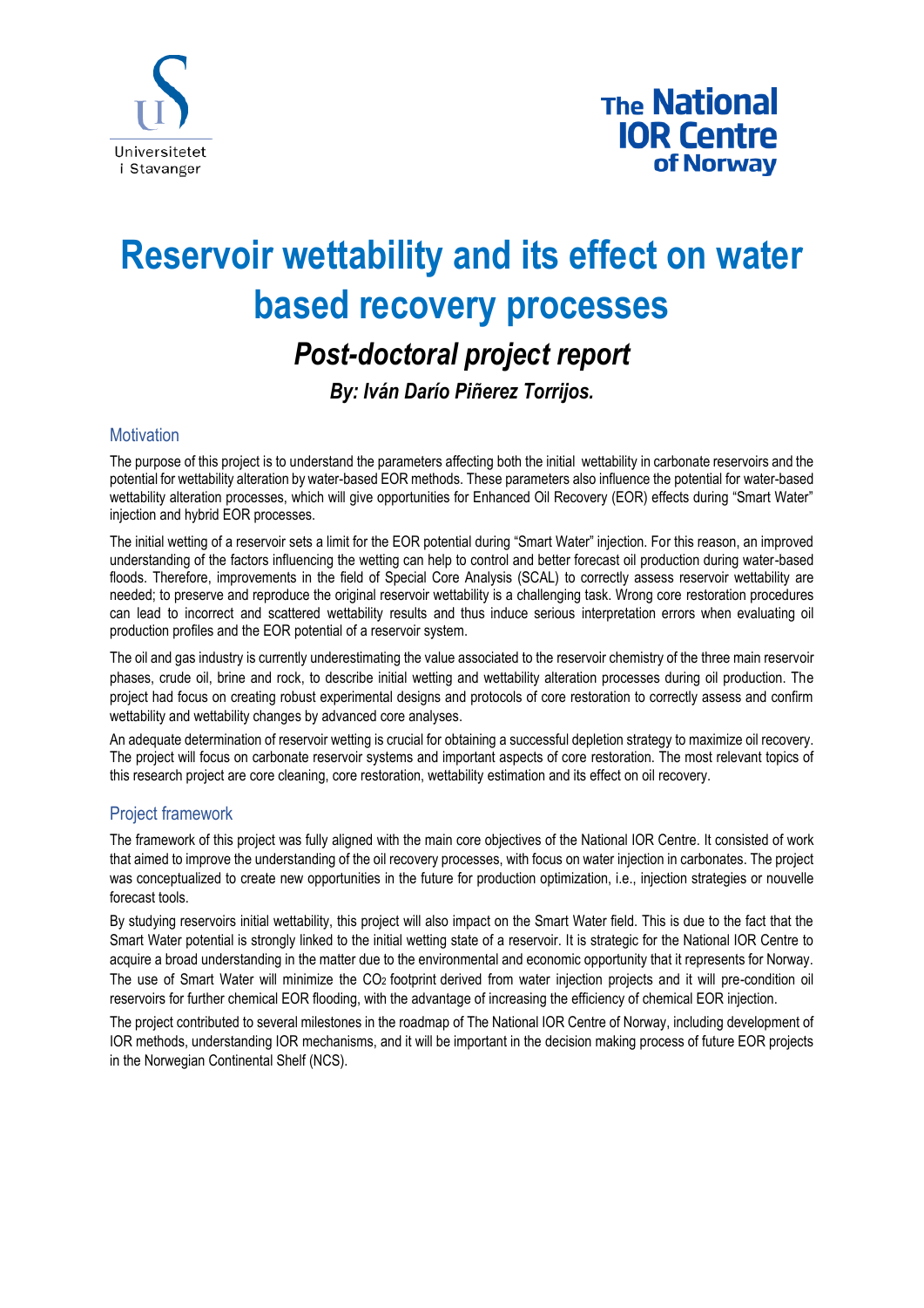# Reservoir wettability and its effect on water based recovery processes

## *Post-doctoral project report*

### *By: Iván Darío Piñerez Torrijos.*

## Motivation

The purpose of this project is to understand the parameters affecting both the initial wettability in carbonate reservoirs and the potential for wettability alteration by water-based EOR methods. These parameters also influence the potential for water-based wettability alteration processes, which will give opportunities for Enhanced Oil Recovery (EOR) effects during "Smart Water" injection and hybrid EOR processes.

The initial wetting of a reservoir sets a limit for the EOR potential during "Smart Water" injection. For this reason, an improved understanding of the factors influencing the wetting can help to control and better forecast oil production during water-based floods. Therefore, improvements in the field of Special Core Analysis (SCAL) to correctly assess reservoir wettability are needed; to preserve and reproduce the original reservoir wettability is a challenging task. Wrong core restoration procedures can lead to incorrect and scattered wettability results and thus induce serious interpretation errors when evaluating oil production profiles and the EOR potential of a reservoir system.

The oil and gas industry is currently underestimating the value associated to the reservoir chemistry of the three main reservoir phases, crude oil, brine and rock, to describe initial wetting and wettability alteration processes during oil production. The project had focus on creating robust experimental designs and protocols of core restoration to correctly assess and confirm wettability and wettability changes by advanced core analyses.

An adequate determination of reservoir wetting is crucial for obtaining a successful depletion strategy to maximize oil recovery. The project will focus on carbonate reservoir systems and important aspects of core restoration. The most relevant topics of this research project are core cleaning, core restoration, wettability estimation and its effect on oil recovery.

## Project framework

The framework of this project was fully aligned with the main core objectives of the National IOR Centre. It consisted of work that aimed to improve the understanding of the oil recovery processes, with focus on water injection in carbonates. The project was conceptualized to create new opportunities in the future for production optimization, i.e., injection strategies or nouvelle forecast tools.

By studying reservoirs initial wettability, this project will also impact on the Smart Water field. This is due to the fact that the Smart Water potential is strongly linked to the initial wetting state of a reservoir. It is strategic for the National IOR Centre to acquire a broad understanding in the matter due to the environmental and economic opportunity that it represents for Norway. The use of Smart Water will minimize the $CO_2$ footprint derived from water injection projects and it will pre-condition oil reservoirs for further chemical EOR flooding, with the advantage of increasing the efficiency of chemical EOR injection.

The project contributed to several milestones in the roadmap of The National IOR Centre of Norway, including development of IOR methods, understanding IOR mechanisms, and it will be important in the decision making process of future EOR projects in the Norwegian Continental Shelf (NCS).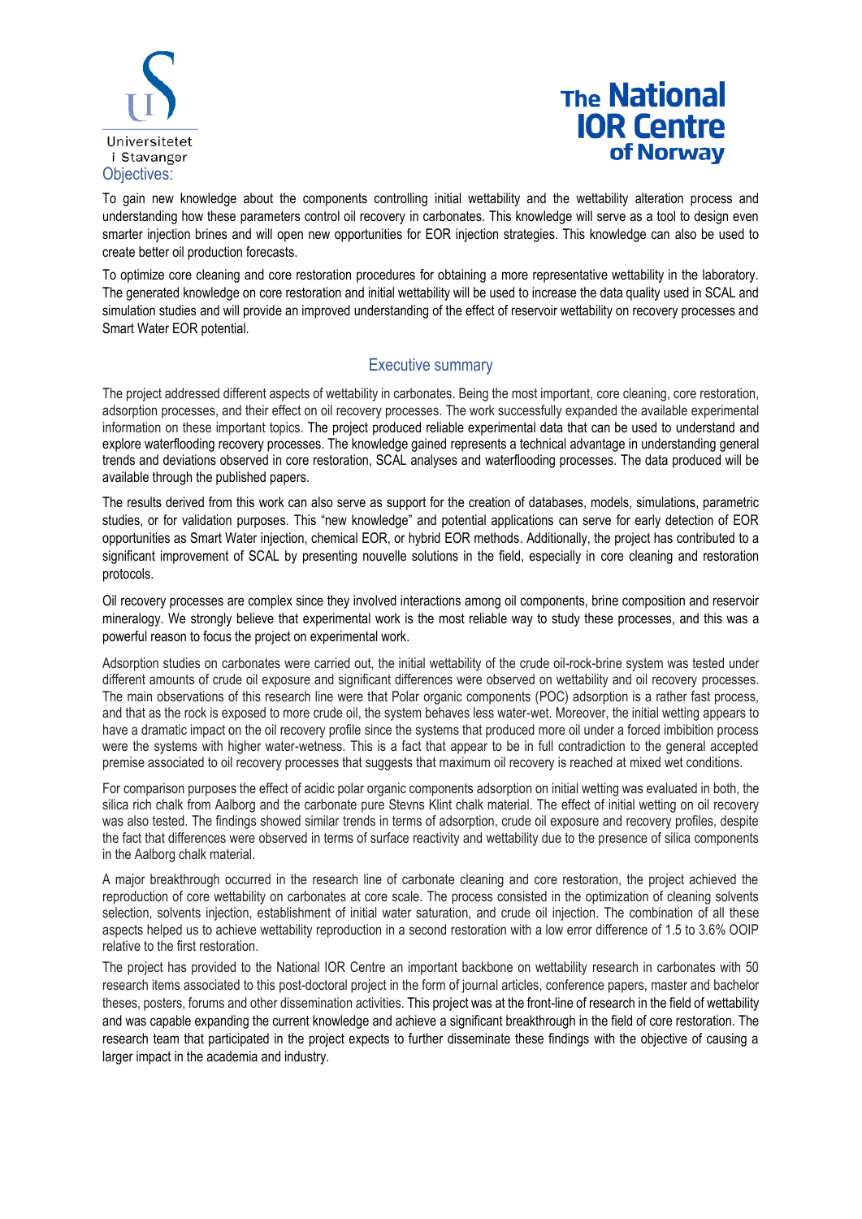## Objectives:

To gain new knowledge about the components controlling initial wettability and the wettability alteration process and understanding how these parameters control oil recovery in carbonates. This knowledge will serve as a tool to design even smarter injection brines and will open new opportunities for EOR injection strategies. This knowledge can also be used to create better oil production forecasts.

To optimize core cleaning and core restoration procedures for obtaining a more representative wettability in the laboratory. The generated knowledge on core restoration and initial wettability will be used to increase the data quality used in SCAL and simulation studies and will provide an improved understanding of the effect of reservoir wettability on recovery processes and Smart Water EOR potential.

## Executive summary

The project addressed different aspects of wettability in carbonates. Being the most important, core cleaning, core restoration, adsorption processes, and their effect on oil recovery processes. The work successfully expanded the available experimental information on these important topics. The project produced reliable experimental data that can be used to understand and explore waterflooding recovery processes. The knowledge gained represents a technical advantage in understanding general trends and deviations observed in core restoration, SCAL analyses and waterflooding processes. The data produced will be available through the published papers.

The results derived from this work can also serve as support for the creation of databases, models, simulations, parametric studies, or for validation purposes. This "new knowledge" and potential applications can serve for early detection of EOR opportunities as Smart Water injection, chemical EOR, or hybrid EOR methods. Additionally, the project has contributed to a significant improvement of SCAL by presenting nouvelle solutions in the field, especially in core cleaning and restoration protocols.

Oil recovery processes are complex since they involved interactions among oil components, brine composition and reservoir mineralogy. We strongly believe that experimental work is the most reliable way to study these processes, and this was a powerful reason to focus the project on experimental work.

Adsorption studies on carbonates were carried out, the initial wettability of the crude oil-rock-brine system was tested under different amounts of crude oil exposure and significant differences were observed on wettability and oil recovery processes. The main observations of this research line were that Polar organic components (POC) adsorption is a rather fast process, and that as the rock is exposed to more crude oil, the system behaves less water-wet. Moreover, the initial wetting appears to have a dramatic impact on the oil recovery profile since the systems that produced more oil under a forced imbibition process were the systems with higher water-wetness. This is a fact that appear to be in full contradiction to the general accepted premise associated to oil recovery processes that suggests that maximum oil recovery is reached at mixed wet conditions.

For comparison purposes the effect of acidic polar organic components adsorption on initial wetting was evaluated in both, the silica rich chalk from Aalborg and the carbonate pure Stevns Klint chalk material. The effect of initial wetting on oil recovery was also tested. The findings showed similar trends in terms of adsorption, crude oil exposure and recovery profiles, despite the fact that differences were observed in terms of surface reactivity and wettability due to the presence of silica components in the Aalborg chalk material.

A major breakthrough occurred in the research line of carbonate cleaning and core restoration, the project achieved the reproduction of core wettability on carbonates at core scale. The process consisted in the optimization of cleaning solvents selection, solvents injection, establishment of initial water saturation, and crude oil injection. The combination of all these aspects helped us to achieve wettability reproduction in a second restoration with a low error difference of 1.5 to 3.6% OOIP relative to the first restoration.

The project has provided to the National IOR Centre an important backbone on wettability research in carbonates with 50 research items associated to this post-doctoral project in the form of journal articles, conference papers, master and bachelor theses, posters, forums and other dissemination activities. This project was at the front-line of research in the field of wettability and was capable expanding the current knowledge and achieve a significant breakthrough in the field of core restoration. The research team that participated in the project expects to further disseminate these findings with the objective of causing a larger impact in the academia and industry.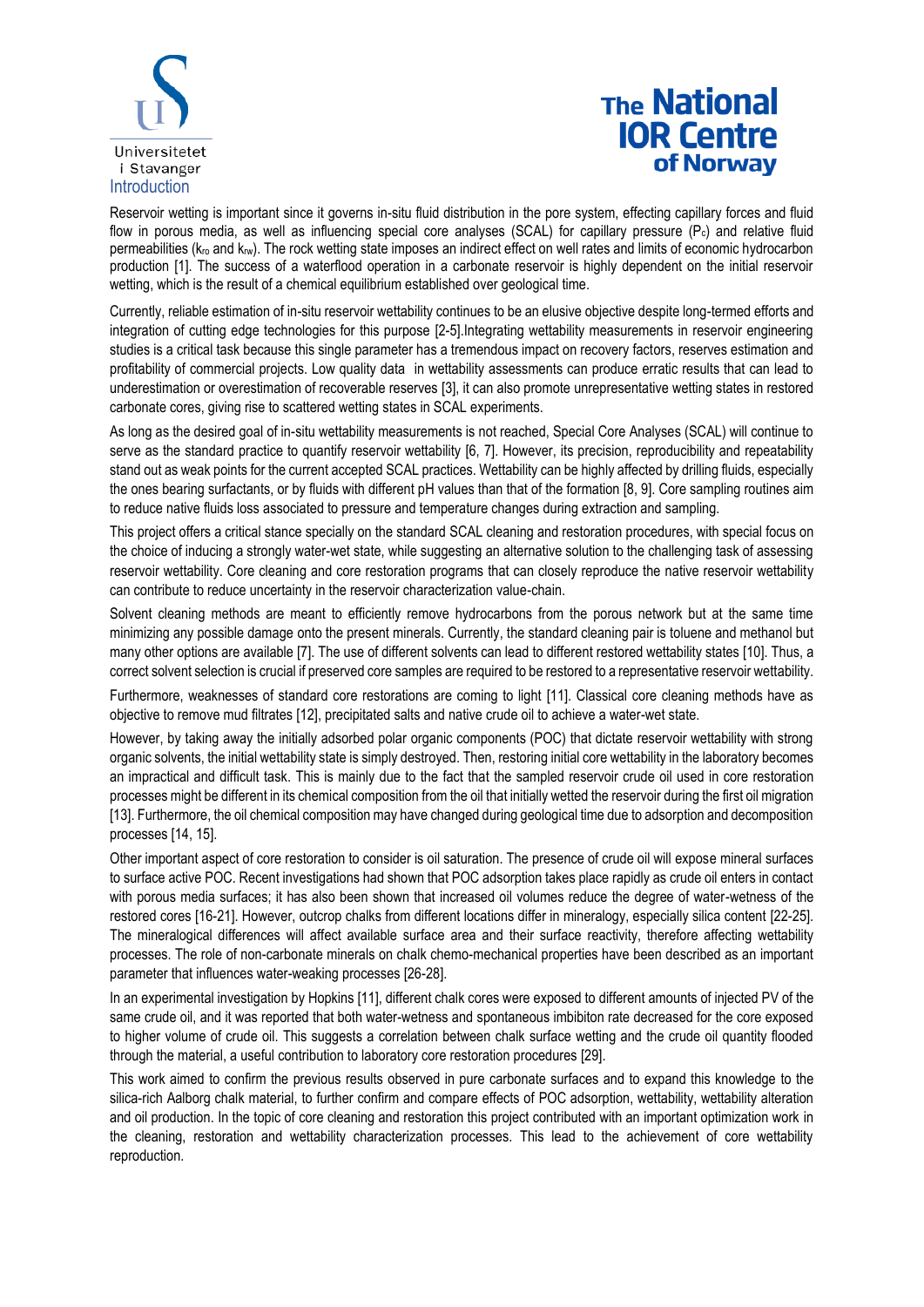## Introduction

Reservoir wetting is important since it governs in-situ fluid distribution in the pore system, effecting capillary forces and fluid flow in porous media, as well as influencing special core analyses (SCAL) for capillary pressure ($P_c$) and relative fluid permeabilities ($k_{ro}$ and $k_{rw}$). The rock wetting state imposes an indirect effect on well rates and limits of economic hydrocarbon production [1]. The success of a waterflood operation in a carbonate reservoir is highly dependent on the initial reservoir wetting, which is the result of a chemical equilibrium established over geological time.

Currently, reliable estimation of in-situ reservoir wettability continues to be an elusive objective despite long-termed efforts and integration of cutting edge technologies for this purpose [2-5].Integrating wettability measurements in reservoir engineering studies is a critical task because this single parameter has a tremendous impact on recovery factors, reserves estimation and profitability of commercial projects. Low quality data in wettability assessments can produce erratic results that can lead to underestimation or overestimation of recoverable reserves [3], it can also promote unrepresentative wetting states in restored carbonate cores, giving rise to scattered wetting states in SCAL experiments.

As long as the desired goal of in-situ wettability measurements is not reached, Special Core Analyses (SCAL) will continue to serve as the standard practice to quantify reservoir wettability [6, 7]. However, its precision, reproducibility and repeatability stand out as weak points for the current accepted SCAL practices. Wettability can be highly affected by drilling fluids, especially the ones bearing surfactants, or by fluids with different pH values than that of the formation [8, 9]. Core sampling routines aim to reduce native fluids loss associated to pressure and temperature changes during extraction and sampling.

This project offers a critical stance specially on the standard SCAL cleaning and restoration procedures, with special focus on the choice of inducing a strongly water-wet state, while suggesting an alternative solution to the challenging task of assessing reservoir wettability. Core cleaning and core restoration programs that can closely reproduce the native reservoir wettability can contribute to reduce uncertainty in the reservoir characterization value-chain.

Solvent cleaning methods are meant to efficiently remove hydrocarbons from the porous network but at the same time minimizing any possible damage onto the present minerals. Currently, the standard cleaning pair is toluene and methanol but many other options are available [7]. The use of different solvents can lead to different restored wettability states [10]. Thus, a correct solvent selection is crucial if preserved core samples are required to be restored to a representative reservoir wettability.

Furthermore, weaknesses of standard core restorations are coming to light [11]. Classical core cleaning methods have as objective to remove mud filtrates [12], precipitated salts and native crude oil to achieve a water-wet state.

However, by taking away the initially adsorbed polar organic components (POC) that dictate reservoir wettability with strong organic solvents, the initial wettability state is simply destroyed. Then, restoring initial core wettability in the laboratory becomes an impractical and difficult task. This is mainly due to the fact that the sampled reservoir crude oil used in core restoration processes might be different in its chemical composition from the oil that initially wetted the reservoir during the first oil migration [13]. Furthermore, the oil chemical composition may have changed during geological time due to adsorption and decomposition processes [14, 15].

Other important aspect of core restoration to consider is oil saturation. The presence of crude oil will expose mineral surfaces to surface active POC. Recent investigations had shown that POC adsorption takes place rapidly as crude oil enters in contact with porous media surfaces; it has also been shown that increased oil volumes reduce the degree of water-wetness of the restored cores [16-21]. However, outcrop chalks from different locations differ in mineralogy, especially silica content [22-25]. The mineralogical differences will affect available surface area and their surface reactivity, therefore affecting wettability processes. The role of non-carbonate minerals on chalk chemo-mechanical properties have been described as an important parameter that influences water-weaking processes [26-28].

In an experimental investigation by Hopkins [11], different chalk cores were exposed to different amounts of injected PV of the same crude oil, and it was reported that both water-wetness and spontaneous imbibiton rate decreased for the core exposed to higher volume of crude oil. This suggests a correlation between chalk surface wetting and the crude oil quantity flooded through the material, a useful contribution to laboratory core restoration procedures [29].

This work aimed to confirm the previous results observed in pure carbonate surfaces and to expand this knowledge to the silica-rich Aalborg chalk material, to further confirm and compare effects of POC adsorption, wettability, wettability alteration and oil production. In the topic of core cleaning and restoration this project contributed with an important optimization work in the cleaning, restoration and wettability characterization processes. This lead to the achievement of core wettability reproduction.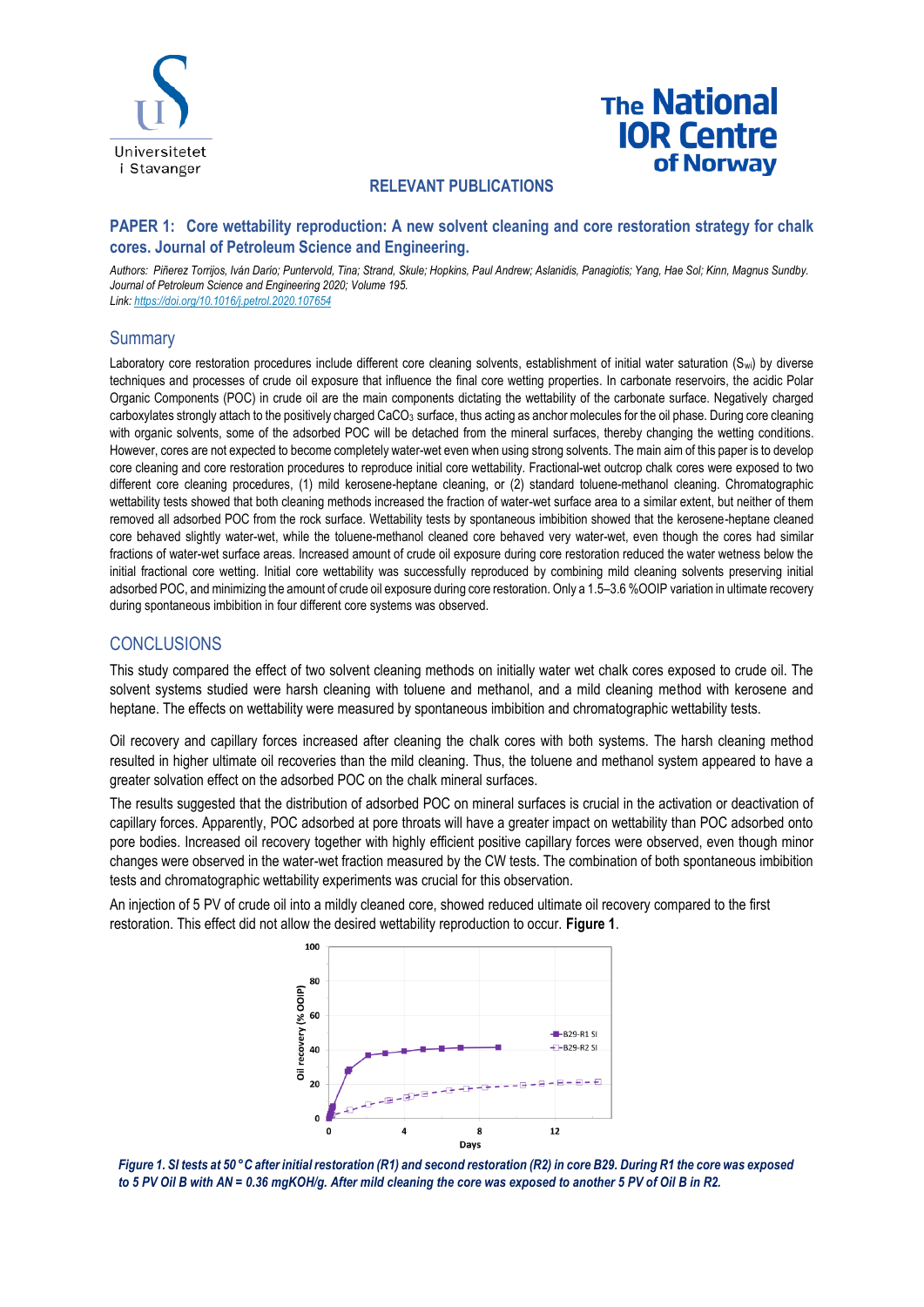RELEVANT PUBLICATIONS

## PAPER 1: Core wettability reproduction: A new solvent cleaning and core restoration strategy for chalk cores. Journal of Petroleum Science and Engineering.

*Authors: Piñerez Torrijos, Iván Darío; Puntervold, Tina; Strand, Skule; Hopkins, Paul Andrew; Aslanidis, Panagiotis; Yang, Hae Sol; Kinn, Magnus Sundby. Journal of Petroleum Science and Engineering 2020; Volume 195.*
*Link: https://doi.org/10.1016/j.petrol.2020.107654*

### Summary

Laboratory core restoration procedures include different core cleaning solvents, establishment of initial water saturation ($S_{wi}$) by diverse techniques and processes of crude oil exposure that influence the final core wetting properties. In carbonate reservoirs, the acidic Polar Organic Components (POC) in crude oil are the main components dictating the wettability of the carbonate surface. Negatively charged carboxylates strongly attach to the positively charged $CaCO_3$ surface, thus acting as anchor molecules for the oil phase. During core cleaning with organic solvents, some of the adsorbed POC will be detached from the mineral surfaces, thereby changing the wetting conditions. However, cores are not expected to become completely water-wet even when using strong solvents. The main aim of this paper is to develop core cleaning and core restoration procedures to reproduce initial core wettability. Fractional-wet outcrop chalk cores were exposed to two different core cleaning procedures, (1) mild kerosene-heptane cleaning, or (2) standard toluene-methanol cleaning. Chromatographic wettability tests showed that both cleaning methods increased the fraction of water-wet surface area to a similar extent, but neither of them removed all adsorbed POC from the rock surface. Wettability tests by spontaneous imbibition showed that the kerosene-heptane cleaned core behaved slightly water-wet, while the toluene-methanol cleaned core behaved very water-wet, even though the cores had similar fractions of water-wet surface areas. Increased amount of crude oil exposure during core restoration reduced the water wetness below the initial fractional core wetting. Initial core wettability was successfully reproduced by combining mild cleaning solvents preserving initial adsorbed POC, and minimizing the amount of crude oil exposure during core restoration. Only a 1.5–3.6 %OOIP variation in ultimate recovery during spontaneous imbibition in four different core systems was observed.

### CONCLUSIONS

This study compared the effect of two solvent cleaning methods on initially water wet chalk cores exposed to crude oil. The solvent systems studied were harsh cleaning with toluene and methanol, and a mild cleaning method with kerosene and heptane. The effects on wettability were measured by spontaneous imbibition and chromatographic wettability tests.

Oil recovery and capillary forces increased after cleaning the chalk cores with both systems. The harsh cleaning method resulted in higher ultimate oil recoveries than the mild cleaning. Thus, the toluene and methanol system appeared to have a greater solvation effect on the adsorbed POC on the chalk mineral surfaces.

The results suggested that the distribution of adsorbed POC on mineral surfaces is crucial in the activation or deactivation of capillary forces. Apparently, POC adsorbed at pore throats will have a greater impact on wettability than POC adsorbed onto pore bodies. Increased oil recovery together with highly efficient positive capillary forces were observed, even though minor changes were observed in the water-wet fraction measured by the CW tests. The combination of both spontaneous imbibition tests and chromatographic wettability experiments was crucial for this observation.

An injection of 5 PV of crude oil into a mildly cleaned core, showed reduced ultimate oil recovery compared to the first restoration. This effect did not allow the desired wettability reproduction to occur. **Figure 1**.

***Figure 1. SI tests at 50 °C after initial restoration (R1) and second restoration (R2) in core B29. During R1 the core was exposed to 5 PV Oil B with AN = 0.36 mgKOH/g. After mild cleaning the core was exposed to another 5 PV of Oil B in R2.***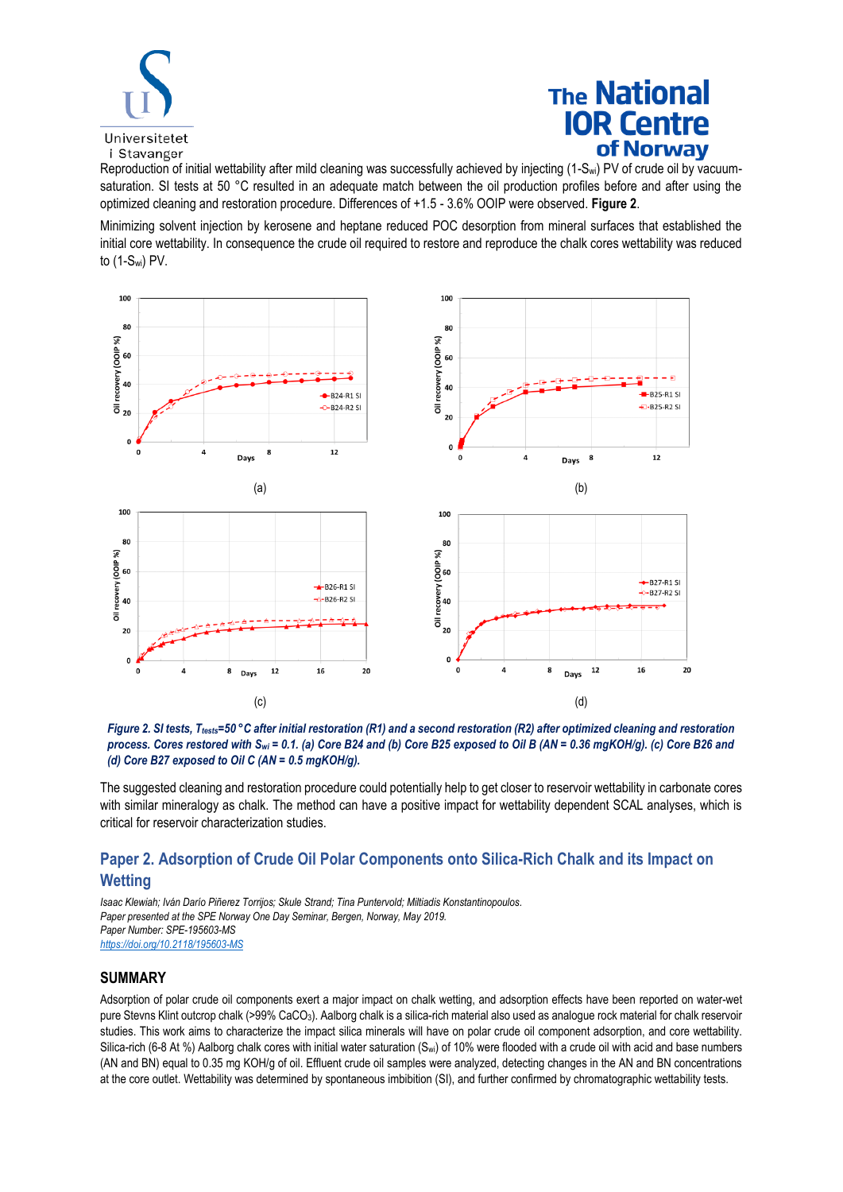Reproduction of initial wettability after mild cleaning was successfully achieved by injecting ($1-S_{wi}$) PV of crude oil by vacuum-saturation. SI tests at 50 °C resulted in an adequate match between the oil production profiles before and after using the optimized cleaning and restoration procedure. Differences of +1.5 - 3.6% OOIP were observed. **Figure 2**.

Minimizing solvent injection by kerosene and heptane reduced POC desorption from mineral surfaces that established the initial core wettability. In consequence the crude oil required to restore and reproduce the chalk cores wettability was reduced to ($1-S_{wi}$) PV.

(a)

(b)

(c)

(d)

***Figure 2. SI tests, $T_{tests}$=50 °C after initial restoration (R1) and a second restoration (R2) after optimized cleaning and restoration process. Cores restored with $S_{wi}$ = 0.1. (a) Core B24 and (b) Core B25 exposed to Oil B (AN = 0.36 mgKOH/g). (c) Core B26 and (d) Core B27 exposed to Oil C (AN = 0.5 mgKOH/g).***

The suggested cleaning and restoration procedure could potentially help to get closer to reservoir wettability in carbonate cores with similar mineralogy as chalk. The method can have a positive impact for wettability dependent SCAL analyses, which is critical for reservoir characterization studies.

## Paper 2. Adsorption of Crude Oil Polar Components onto Silica-Rich Chalk and its Impact on Wetting

*Isaac Klewiah; Iván Darío Piñerez Torrijos; Skule Strand; Tina Puntervold; Miltiadis Konstantinopoulos.*
*Paper presented at the SPE Norway One Day Seminar, Bergen, Norway, May 2019.*
*Paper Number: SPE-195603-MS*
*https://doi.org/10.2118/195603-MS*

### SUMMARY

Adsorption of polar crude oil components exert a major impact on chalk wetting, and adsorption effects have been reported on water-wet pure Stevns Klint outcrop chalk (>99% $CaCO_3$). Aalborg chalk is a silica-rich material also used as analogue rock material for chalk reservoir studies. This work aims to characterize the impact silica minerals will have on polar crude oil component adsorption, and core wettability. Silica-rich (6-8 At %) Aalborg chalk cores with initial water saturation ($S_{wi}$) of 10% were flooded with a crude oil with acid and base numbers (AN and BN) equal to 0.35 mg KOH/g of oil. Effluent crude oil samples were analyzed, detecting changes in the AN and BN concentrations at the core outlet. Wettability was determined by spontaneous imbibition (SI), and further confirmed by chromatographic wettability tests.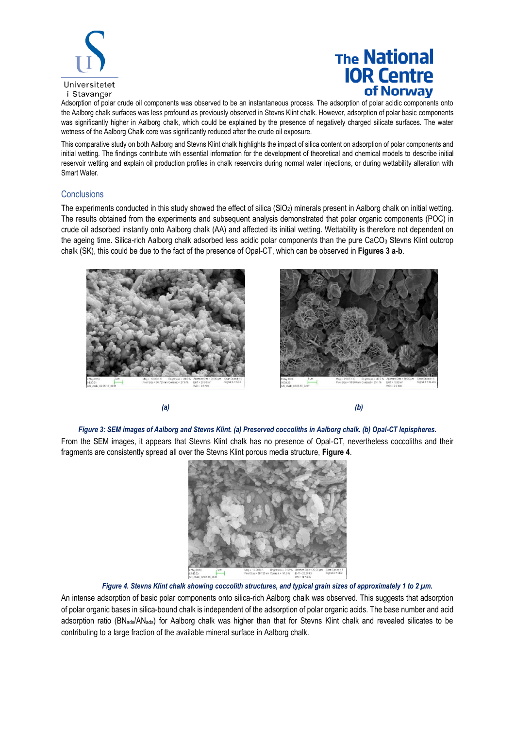Adsorption of polar crude oil components was observed to be an instantaneous process. The adsorption of polar acidic components onto the Aalborg chalk surfaces was less profound as previously observed in Stevns Klint chalk. However, adsorption of polar basic components was significantly higher in Aalborg chalk, which could be explained by the presence of negatively charged silicate surfaces. The water wetness of the Aalborg Chalk core was significantly reduced after the crude oil exposure.

This comparative study on both Aalborg and Stevns Klint chalk highlights the impact of silica content on adsorption of polar components and initial wetting. The findings contribute with essential information for the development of theoretical and chemical models to describe initial reservoir wetting and explain oil production profiles in chalk reservoirs during normal water injections, or during wettability alteration with Smart Water.

## Conclusions

The experiments conducted in this study showed the effect of silica ($SiO_2$) minerals present in Aalborg chalk on initial wetting. The results obtained from the experiments and subsequent analysis demonstrated that polar organic components (POC) in crude oil adsorbed instantly onto Aalborg chalk (AA) and affected its initial wetting. Wettability is therefore not dependent on the ageing time. Silica-rich Aalborg chalk adsorbed less acidic polar components than the pure $CaCO_3$ Stevns Klint outcrop chalk (SK), this could be due to the fact of the presence of Opal-CT, which can be observed in **Figures 3 a-b**.

*(a)* *(b)*

***Figure 3: SEM images of Aalborg and Stevns Klint. (a) Preserved coccoliths in Aalborg chalk. (b) Opal-CT lepispheres.***

From the SEM images, it appears that Stevns Klint chalk has no presence of Opal-CT, nevertheless coccoliths and their fragments are consistently spread all over the Stevns Klint porous media structure, **Figure 4**.

***Figure 4. Stevns Klint chalk showing coccolith structures, and typical grain sizes of approximately 1 to 2 µm.***

An intense adsorption of basic polar components onto silica-rich Aalborg chalk was observed. This suggests that adsorption of polar organic bases in silica-bound chalk is independent of the adsorption of polar organic acids. The base number and acid adsorption ratio ($BN_{ads}/AN_{ads}$) for Aalborg chalk was higher than that for Stevns Klint chalk and revealed silicates to be contributing to a large fraction of the available mineral surface in Aalborg chalk.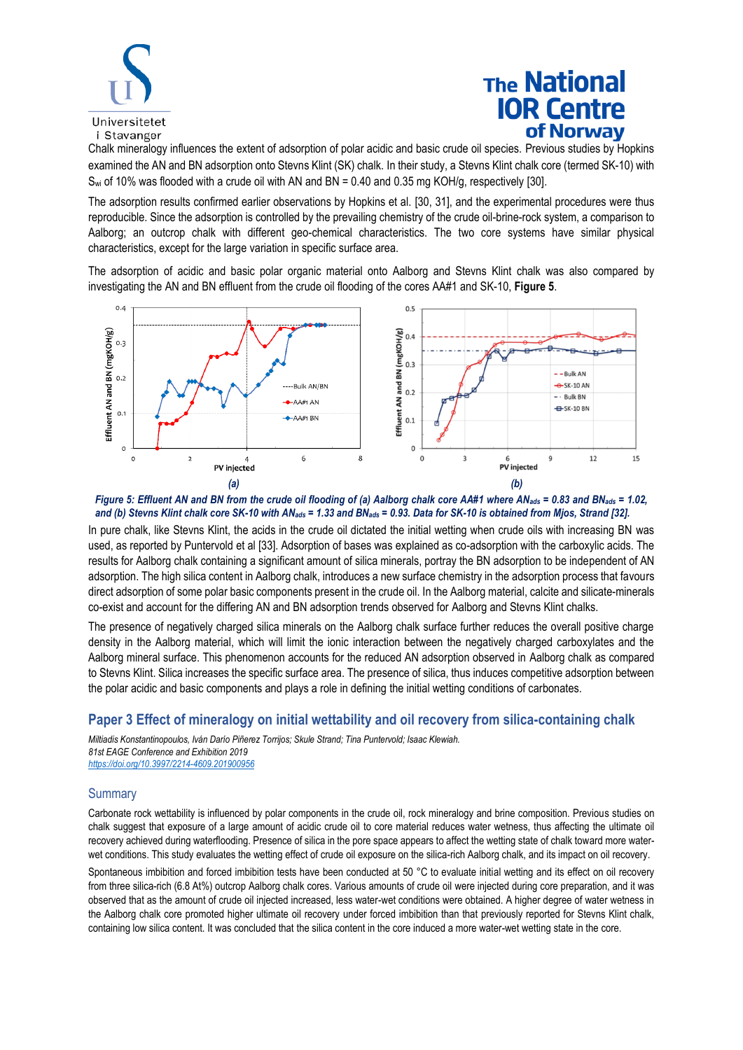Chalk mineralogy influences the extent of adsorption of polar acidic and basic crude oil species. Previous studies by Hopkins examined the AN and BN adsorption onto Stevns Klint (SK) chalk. In their study, a Stevns Klint chalk core (termed SK-10) with $S_{wi}$ of 10% was flooded with a crude oil with AN and BN = 0.40 and 0.35 mg KOH/g, respectively [30].

The adsorption results confirmed earlier observations by Hopkins et al. [30, 31], and the experimental procedures were thus reproducible. Since the adsorption is controlled by the prevailing chemistry of the crude oil-brine-rock system, a comparison to Aalborg; an outcrop chalk with different geo-chemical characteristics. The two core systems have similar physical characteristics, except for the large variation in specific surface area.

The adsorption of acidic and basic polar organic material onto Aalborg and Stevns Klint chalk was also compared by investigating the AN and BN effluent from the crude oil flooding of the cores AA#1 and SK-10, **Figure 5**.

*Figure 5: Effluent AN and BN from the crude oil flooding of (a) Aalborg chalk core AA#1 where $AN_{ads}$ = 0.83 and $BN_{ads}$ = 1.02, and (b) Stevns Klint chalk core SK-10 with $AN_{ads}$ = 1.33 and $BN_{ads}$ = 0.93. Data for SK-10 is obtained from Mjos, Strand [32].*

In pure chalk, like Stevns Klint, the acids in the crude oil dictated the initial wetting when crude oils with increasing BN was used, as reported by Puntervold et al [33]. Adsorption of bases was explained as co-adsorption with the carboxylic acids. The results for Aalborg chalk containing a significant amount of silica minerals, portray the BN adsorption to be independent of AN adsorption. The high silica content in Aalborg chalk, introduces a new surface chemistry in the adsorption process that favours direct adsorption of some polar basic components present in the crude oil. In the Aalborg material, calcite and silicate-minerals co-exist and account for the differing AN and BN adsorption trends observed for Aalborg and Stevns Klint chalks.

The presence of negatively charged silica minerals on the Aalborg chalk surface further reduces the overall positive charge density in the Aalborg material, which will limit the ionic interaction between the negatively charged carboxylates and the Aalborg mineral surface. This phenomenon accounts for the reduced AN adsorption observed in Aalborg chalk as compared to Stevns Klint. Silica increases the specific surface area. The presence of silica, thus induces competitive adsorption between the polar acidic and basic components and plays a role in defining the initial wetting conditions of carbonates.

## Paper 3 Effect of mineralogy on initial wettability and oil recovery from silica-containing chalk

*Miltiadis Konstantinopoulos, Iván Darío Piñerez Torrijos; Skule Strand; Tina Puntervold; Isaac Klewiah.*
*81st EAGE Conference and Exhibition 2019*
*https://doi.org/10.3997/2214-4609.201900956*

### Summary

Carbonate rock wettability is influenced by polar components in the crude oil, rock mineralogy and brine composition. Previous studies on chalk suggest that exposure of a large amount of acidic crude oil to core material reduces water wetness, thus affecting the ultimate oil recovery achieved during waterflooding. Presence of silica in the pore space appears to affect the wetting state of chalk toward more water-wet conditions. This study evaluates the wetting effect of crude oil exposure on the silica-rich Aalborg chalk, and its impact on oil recovery.

Spontaneous imbibition and forced imbibition tests have been conducted at 50 °C to evaluate initial wetting and its effect on oil recovery from three silica-rich (6.8 At%) outcrop Aalborg chalk cores. Various amounts of crude oil were injected during core preparation, and it was observed that as the amount of crude oil injected increased, less water-wet conditions were obtained. A higher degree of water wetness in the Aalborg chalk core promoted higher ultimate oil recovery under forced imbibition than that previously reported for Stevns Klint chalk, containing low silica content. It was concluded that the silica content in the core induced a more water-wet wetting state in the core.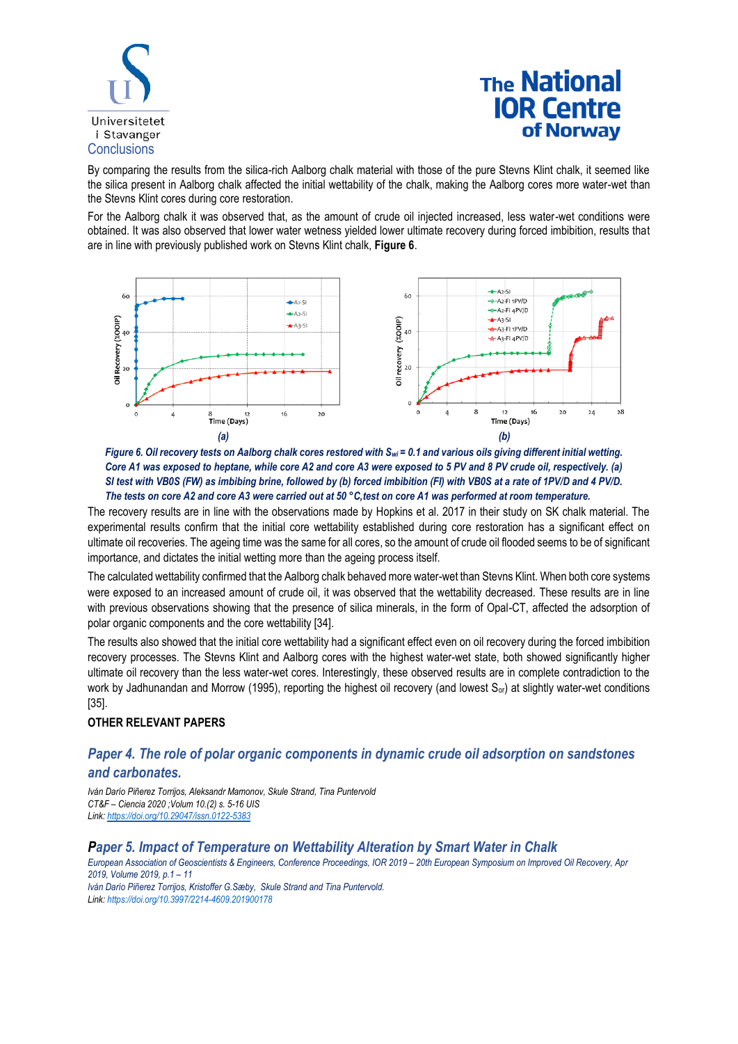## Conclusions

By comparing the results from the silica-rich Aalborg chalk material with those of the pure Stevns Klint chalk, it seemed like the silica present in Aalborg chalk affected the initial wettability of the chalk, making the Aalborg cores more water-wet than the Stevns Klint cores during core restoration.

For the Aalborg chalk it was observed that, as the amount of crude oil injected increased, less water-wet conditions were obtained. It was also observed that lower water wetness yielded lower ultimate recovery during forced imbibition, results that are in line with previously published work on Stevns Klint chalk, **Figure 6**.

***Figure 6. Oil recovery tests on Aalborg chalk cores restored with $S_{wi}$ = 0.1 and various oils giving different initial wetting. Core A1 was exposed to heptane, while core A2 and core A3 were exposed to 5 PV and 8 PV crude oil, respectively. (a) SI test with VB0S (FW) as imbibing brine, followed by (b) forced imbibition (FI) with VB0S at a rate of 1PV/D and 4 PV/D. The tests on core A2 and core A3 were carried out at 50 °C,test on core A1 was performed at room temperature.***

The recovery results are in line with the observations made by Hopkins et al. 2017 in their study on SK chalk material. The experimental results confirm that the initial core wettability established during core restoration has a significant effect on ultimate oil recoveries. The ageing time was the same for all cores, so the amount of crude oil flooded seems to be of significant importance, and dictates the initial wetting more than the ageing process itself.

The calculated wettability confirmed that the Aalborg chalk behaved more water-wet than Stevns Klint. When both core systems were exposed to an increased amount of crude oil, it was observed that the wettability decreased. These results are in line with previous observations showing that the presence of silica minerals, in the form of Opal-CT, affected the adsorption of polar organic components and the core wettability [34].

The results also showed that the initial core wettability had a significant effect even on oil recovery during the forced imbibition recovery processes. The Stevns Klint and Aalborg cores with the highest water-wet state, both showed significantly higher ultimate oil recovery than the less water-wet cores. Interestingly, these observed results are in complete contradiction to the work by Jadhunandan and Morrow (1995), reporting the highest oil recovery (and lowest $S_{or}$) at slightly water-wet conditions [35].

**OTHER RELEVANT PAPERS**

### *Paper 4. The role of polar organic components in dynamic crude oil adsorption on sandstones and carbonates.*

*Iván Darío Piñerez Torrijos, Aleksandr Mamonov, Skule Strand, Tina Puntervold*
*CT&F – Ciencia 2020 ;Volum 10.(2) s. 5-16 UIS*
*Link: https://doi.org/10.29047/issn.0122-5383*

### *Paper 5. Impact of Temperature on Wettability Alteration by Smart Water in Chalk*

*European Association of Geoscientists & Engineers, Conference Proceedings, IOR 2019 – 20th European Symposium on Improved Oil Recovery, Apr 2019, Volume 2019, p.1 – 11*
*Iván Darío Piñerez Torrijos, Kristoffer G.Sæby, Skule Strand and Tina Puntervold.*
*Link: https://doi.org/10.3997/2214-4609.201900178*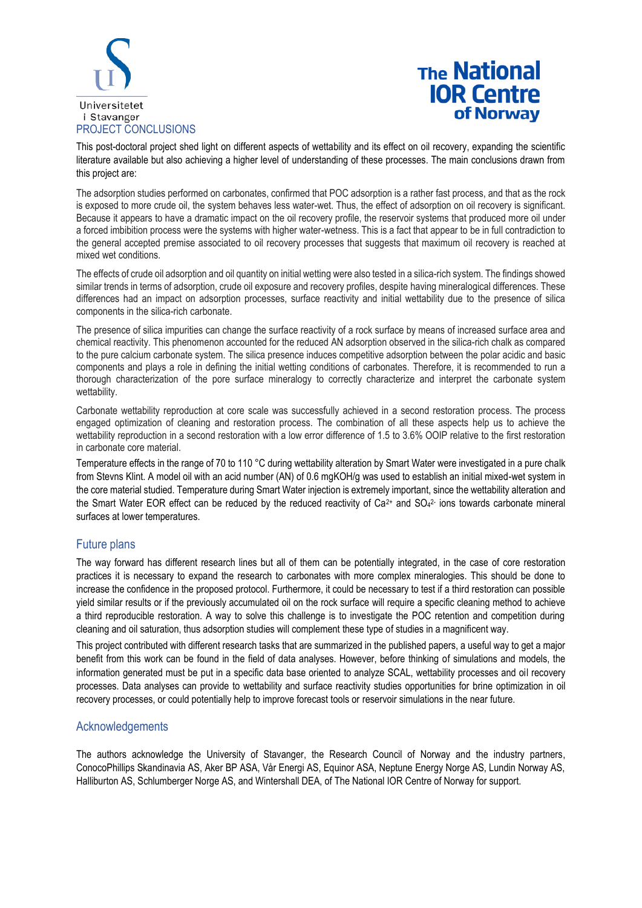## PROJECT CONCLUSIONS

This post-doctoral project shed light on different aspects of wettability and its effect on oil recovery, expanding the scientific literature available but also achieving a higher level of understanding of these processes. The main conclusions drawn from this project are:

The adsorption studies performed on carbonates, confirmed that POC adsorption is a rather fast process, and that as the rock is exposed to more crude oil, the system behaves less water-wet. Thus, the effect of adsorption on oil recovery is significant. Because it appears to have a dramatic impact on the oil recovery profile, the reservoir systems that produced more oil under a forced imbibition process were the systems with higher water-wetness. This is a fact that appear to be in full contradiction to the general accepted premise associated to oil recovery processes that suggests that maximum oil recovery is reached at mixed wet conditions.

The effects of crude oil adsorption and oil quantity on initial wetting were also tested in a silica-rich system. The findings showed similar trends in terms of adsorption, crude oil exposure and recovery profiles, despite having mineralogical differences. These differences had an impact on adsorption processes, surface reactivity and initial wettability due to the presence of silica components in the silica-rich carbonate.

The presence of silica impurities can change the surface reactivity of a rock surface by means of increased surface area and chemical reactivity. This phenomenon accounted for the reduced AN adsorption observed in the silica-rich chalk as compared to the pure calcium carbonate system. The silica presence induces competitive adsorption between the polar acidic and basic components and plays a role in defining the initial wetting conditions of carbonates. Therefore, it is recommended to run a thorough characterization of the pore surface mineralogy to correctly characterize and interpret the carbonate system wettability.

Carbonate wettability reproduction at core scale was successfully achieved in a second restoration process. The process engaged optimization of cleaning and restoration process. The combination of all these aspects help us to achieve the wettability reproduction in a second restoration with a low error difference of 1.5 to 3.6% OOIP relative to the first restoration in carbonate core material.

Temperature effects in the range of 70 to 110 °C during wettability alteration by Smart Water were investigated in a pure chalk from Stevns Klint. A model oil with an acid number (AN) of 0.6 mgKOH/g was used to establish an initial mixed-wet system in the core material studied. Temperature during Smart Water injection is extremely important, since the wettability alteration and the Smart Water EOR effect can be reduced by the reduced reactivity of $Ca^{2+}$ and $SO_4^{2-}$ ions towards carbonate mineral surfaces at lower temperatures.

## Future plans

The way forward has different research lines but all of them can be potentially integrated, in the case of core restoration practices it is necessary to expand the research to carbonates with more complex mineralogies. This should be done to increase the confidence in the proposed protocol. Furthermore, it could be necessary to test if a third restoration can possible yield similar results or if the previously accumulated oil on the rock surface will require a specific cleaning method to achieve a third reproducible restoration. A way to solve this challenge is to investigate the POC retention and competition during cleaning and oil saturation, thus adsorption studies will complement these type of studies in a magnificent way.

This project contributed with different research tasks that are summarized in the published papers, a useful way to get a major benefit from this work can be found in the field of data analyses. However, before thinking of simulations and models, the information generated must be put in a specific data base oriented to analyze SCAL, wettability processes and oil recovery processes. Data analyses can provide to wettability and surface reactivity studies opportunities for brine optimization in oil recovery processes, or could potentially help to improve forecast tools or reservoir simulations in the near future.

## Acknowledgements

The authors acknowledge the University of Stavanger, the Research Council of Norway and the industry partners, ConocoPhillips Skandinavia AS, Aker BP ASA, Vår Energi AS, Equinor ASA, Neptune Energy Norge AS, Lundin Norway AS, Halliburton AS, Schlumberger Norge AS, and Wintershall DEA, of The National IOR Centre of Norway for support.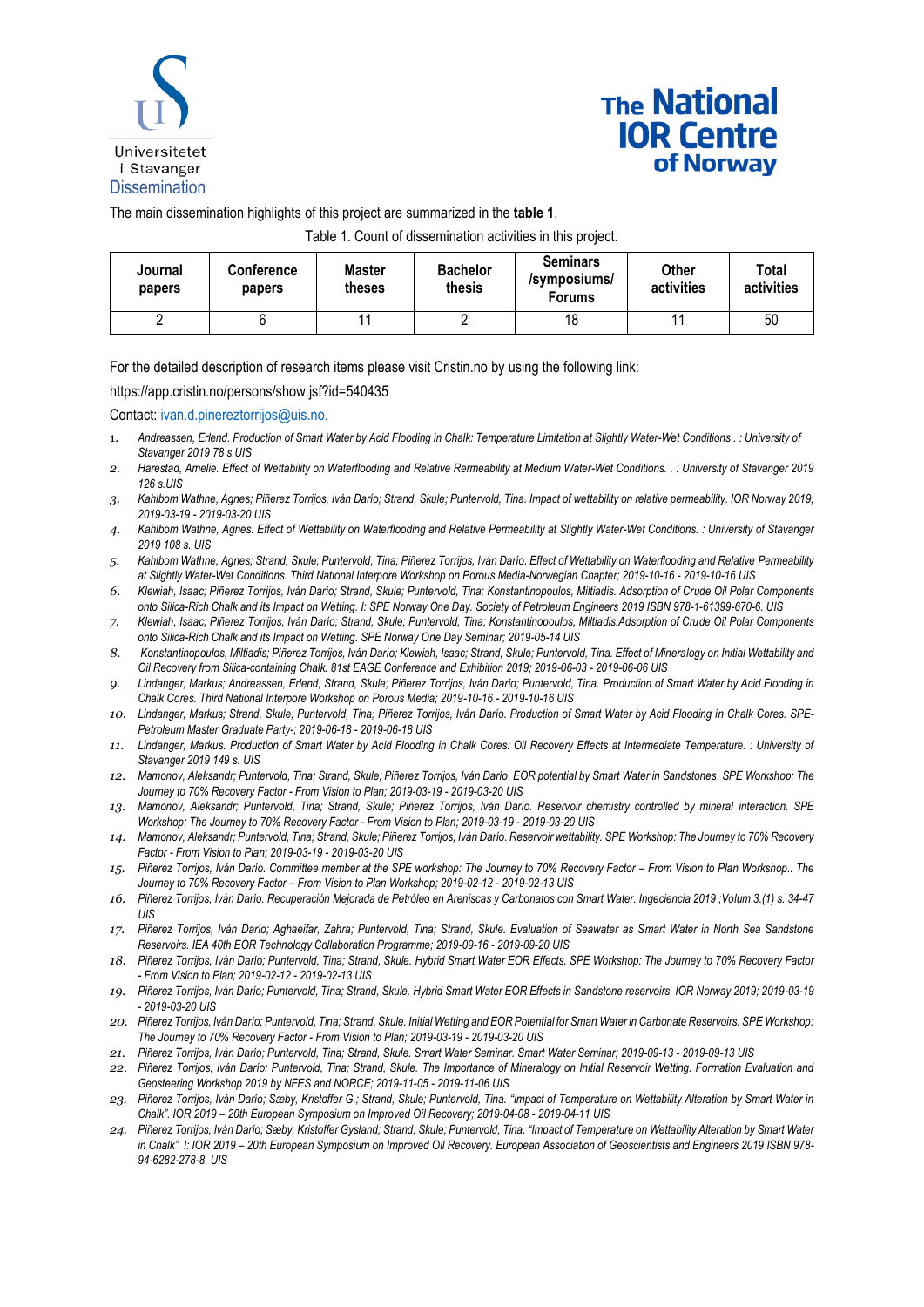## Dissemination

The main dissemination highlights of this project are summarized in the **table 1**.

Table 1. Count of dissemination activities in this project.

| Journal papers | Conference papers | Master theses | Bachelor thesis | Seminars /symposiums/ Forums | Other activities | Total activities |
|---|---|---|---|---|---|---|
| 2 | 6 | 11 | 2 | 18 | 11 | 50 |

For the detailed description of research items please visit Cristin.no by using the following link:

https://app.cristin.no/persons/show.jsf?id=540435

Contact: ivan.d.pinereztorrijos@uis.no.

1. *Andreassen, Erlend. Production of Smart Water by Acid Flooding in Chalk: Temperature Limitation at Slightly Water-Wet Conditions . : University of Stavanger 2019 78 s.UIS*
2. *Harestad, Amelie. Effect of Wettability on Waterflooding and Relative Rermeability at Medium Water-Wet Conditions. . : University of Stavanger 2019 126 s.UIS*
3. *Kahlbom Wathne, Agnes; Piñerez Torrijos, Iván Darío; Strand, Skule; Puntervold, Tina. Impact of wettability on relative permeability. IOR Norway 2019; 2019-03-19 - 2019-03-20 UIS*
4. *Kahlbom Wathne, Agnes. Effect of Wettability on Waterflooding and Relative Permeability at Slightly Water-Wet Conditions. : University of Stavanger 2019 108 s. UIS*
5. *Kahlbom Wathne, Agnes; Strand, Skule; Puntervold, Tina; Piñerez Torrijos, Iván Darío. Effect of Wettability on Waterflooding and Relative Permeability at Slightly Water-Wet Conditions. Third National Interpore Workshop on Porous Media-Norwegian Chapter; 2019-10-16 - 2019-10-16 UIS*
6. *Klewiah, Isaac; Piñerez Torrijos, Iván Darío; Strand, Skule; Puntervold, Tina; Konstantinopoulos, Miltiadis. Adsorption of Crude Oil Polar Components onto Silica-Rich Chalk and its Impact on Wetting. I: SPE Norway One Day. Society of Petroleum Engineers 2019 ISBN 978-1-61399-670-6. UIS*
7. *Klewiah, Isaac; Piñerez Torrijos, Iván Darío; Strand, Skule; Puntervold, Tina; Konstantinopoulos, Miltiadis.Adsorption of Crude Oil Polar Components onto Silica-Rich Chalk and its Impact on Wetting. SPE Norway One Day Seminar; 2019-05-14 UIS*
8. *Konstantinopoulos, Miltiadis; Piñerez Torrijos, Iván Darío; Klewiah, Isaac; Strand, Skule; Puntervold, Tina. Effect of Mineralogy on Initial Wettability and Oil Recovery from Silica-containing Chalk. 81st EAGE Conference and Exhibition 2019; 2019-06-03 - 2019-06-06 UIS*
9. *Lindanger, Markus; Andreassen, Erlend; Strand, Skule; Piñerez Torrijos, Iván Darío; Puntervold, Tina. Production of Smart Water by Acid Flooding in Chalk Cores. Third National Interpore Workshop on Porous Media; 2019-10-16 - 2019-10-16 UIS*
10. *Lindanger, Markus; Strand, Skule; Puntervold, Tina; Piñerez Torrijos, Iván Darío. Production of Smart Water by Acid Flooding in Chalk Cores. SPE-Petroleum Master Graduate Party-; 2019-06-18 - 2019-06-18 UIS*
11. *Lindanger, Markus. Production of Smart Water by Acid Flooding in Chalk Cores: Oil Recovery Effects at Intermediate Temperature. : University of Stavanger 2019 149 s. UIS*
12. *Mamonov, Aleksandr; Puntervold, Tina; Strand, Skule; Piñerez Torrijos, Iván Darío. EOR potential by Smart Water in Sandstones. SPE Workshop: The Journey to 70% Recovery Factor - From Vision to Plan; 2019-03-19 - 2019-03-20 UIS*
13. *Mamonov, Aleksandr; Puntervold, Tina; Strand, Skule; Piñerez Torrijos, Iván Darío. Reservoir chemistry controlled by mineral interaction. SPE Workshop: The Journey to 70% Recovery Factor - From Vision to Plan; 2019-03-19 - 2019-03-20 UIS*
14. *Mamonov, Aleksandr; Puntervold, Tina; Strand, Skule; Piñerez Torrijos, Iván Darío. Reservoir wettability. SPE Workshop: The Journey to 70% Recovery Factor - From Vision to Plan; 2019-03-19 - 2019-03-20 UIS*
15. *Piñerez Torrijos, Iván Darío. Committee member at the SPE workshop: The Journey to 70% Recovery Factor – From Vision to Plan Workshop.. The Journey to 70% Recovery Factor – From Vision to Plan Workshop; 2019-02-12 - 2019-02-13 UIS*
16. *Piñerez Torrijos, Iván Darío. Recuperación Mejorada de Petróleo en Areniscas y Carbonatos con Smart Water. Ingeciencia 2019 ;Volum 3.(1) s. 34-47 UIS*
17. *Piñerez Torrijos, Iván Darío; Aghaeifar, Zahra; Puntervold, Tina; Strand, Skule. Evaluation of Seawater as Smart Water in North Sea Sandstone Reservoirs. IEA 40th EOR Technology Collaboration Programme; 2019-09-16 - 2019-09-20 UIS*
18. *Piñerez Torrijos, Iván Darío; Puntervold, Tina; Strand, Skule. Hybrid Smart Water EOR Effects. SPE Workshop: The Journey to 70% Recovery Factor - From Vision to Plan; 2019-02-12 - 2019-02-13 UIS*
19. *Piñerez Torrijos, Iván Darío; Puntervold, Tina; Strand, Skule. Hybrid Smart Water EOR Effects in Sandstone reservoirs. IOR Norway 2019; 2019-03-19 - 2019-03-20 UIS*
20. *Piñerez Torrijos, Iván Darío; Puntervold, Tina; Strand, Skule. Initial Wetting and EOR Potential for Smart Water in Carbonate Reservoirs. SPE Workshop: The Journey to 70% Recovery Factor - From Vision to Plan; 2019-03-19 - 2019-03-20 UIS*
21. *Piñerez Torrijos, Iván Darío; Puntervold, Tina; Strand, Skule. Smart Water Seminar. Smart Water Seminar; 2019-09-13 - 2019-09-13 UIS*
22. *Piñerez Torrijos, Iván Darío; Puntervold, Tina; Strand, Skule. The Importance of Mineralogy on Initial Reservoir Wetting. Formation Evaluation and Geosteering Workshop 2019 by NFES and NORCE; 2019-11-05 - 2019-11-06 UIS*
23. *Piñerez Torrijos, Iván Darío; Sæby, Kristoffer G.; Strand, Skule; Puntervold, Tina. "Impact of Temperature on Wettability Alteration by Smart Water in Chalk". IOR 2019 – 20th European Symposium on Improved Oil Recovery; 2019-04-08 - 2019-04-11 UIS*
24. *Piñerez Torrijos, Iván Darío; Sæby, Kristoffer Gysland; Strand, Skule; Puntervold, Tina. "Impact of Temperature on Wettability Alteration by Smart Water in Chalk". I: IOR 2019 – 20th European Symposium on Improved Oil Recovery. European Association of Geoscientists and Engineers 2019 ISBN 978-94-6282-278-8. UIS*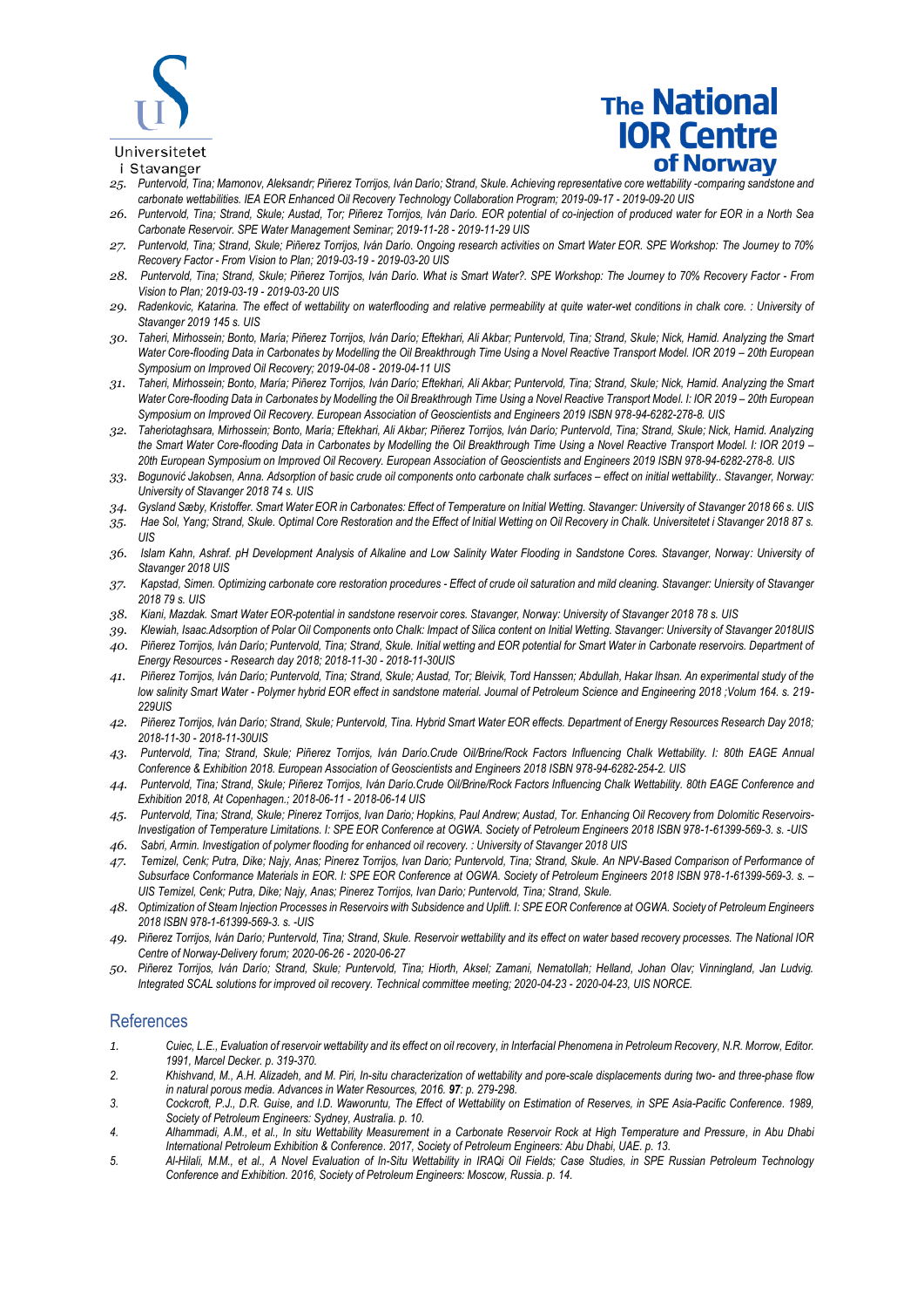25. *Puntervold, Tina; Mamonov, Aleksandr; Piñerez Torrijos, Iván Darío; Strand, Skule. Achieving representative core wettability -comparing sandstone and carbonate wettabilities. IEA EOR Enhanced Oil Recovery Technology Collaboration Program; 2019-09-17 - 2019-09-20 UIS*
26. *Puntervold, Tina; Strand, Skule; Austad, Tor; Piñerez Torrijos, Iván Darío. EOR potential of co-injection of produced water for EOR in a North Sea Carbonate Reservoir. SPE Water Management Seminar; 2019-11-28 - 2019-11-29 UIS*
27. *Puntervold, Tina; Strand, Skule; Piñerez Torrijos, Iván Darío. Ongoing research activities on Smart Water EOR. SPE Workshop: The Journey to 70% Recovery Factor - From Vision to Plan; 2019-03-19 - 2019-03-20 UIS*
28. *Puntervold, Tina; Strand, Skule; Piñerez Torrijos, Iván Darío. What is Smart Water?. SPE Workshop: The Journey to 70% Recovery Factor - From Vision to Plan; 2019-03-19 - 2019-03-20 UIS*
29. *Radenkovic, Katarina. The effect of wettability on waterflooding and relative permeability at quite water-wet conditions in chalk core. : University of Stavanger 2019 145 s. UIS*
30. *Taheri, Mirhossein; Bonto, María; Piñerez Torrijos, Iván Darío; Eftekhari, Ali Akbar; Puntervold, Tina; Strand, Skule; Nick, Hamid. Analyzing the Smart Water Core-flooding Data in Carbonates by Modelling the Oil Breakthrough Time Using a Novel Reactive Transport Model. IOR 2019 – 20th European Symposium on Improved Oil Recovery; 2019-04-08 - 2019-04-11 UIS*
31. *Taheri, Mirhossein; Bonto, María; Piñerez Torrijos, Iván Darío; Eftekhari, Ali Akbar; Puntervold, Tina; Strand, Skule; Nick, Hamid. Analyzing the Smart Water Core-flooding Data in Carbonates by Modelling the Oil Breakthrough Time Using a Novel Reactive Transport Model. I: IOR 2019 – 20th European Symposium on Improved Oil Recovery. European Association of Geoscientists and Engineers 2019 ISBN 978-94-6282-278-8. UIS*
32. *Taheriotaghsara, Mirhossein; Bonto, María; Eftekhari, Ali Akbar; Piñerez Torrijos, Iván Darío; Puntervold, Tina; Strand, Skule; Nick, Hamid. Analyzing the Smart Water Core-flooding Data in Carbonates by Modelling the Oil Breakthrough Time Using a Novel Reactive Transport Model. I: IOR 2019 – 20th European Symposium on Improved Oil Recovery. European Association of Geoscientists and Engineers 2019 ISBN 978-94-6282-278-8. UIS*
33. *Bogunović Jakobsen, Anna. Adsorption of basic crude oil components onto carbonate chalk surfaces – effect on initial wettability.. Stavanger, Norway: University of Stavanger 2018 74 s. UIS*
34. *Gysland Sæby, Kristoffer. Smart Water EOR in Carbonates: Effect of Temperature on Initial Wetting. Stavanger: University of Stavanger 2018 66 s. UIS*
35. *Hae Sol, Yang; Strand, Skule. Optimal Core Restoration and the Effect of Initial Wetting on Oil Recovery in Chalk. Universitetet i Stavanger 2018 87 s. UIS*
36. *Islam Kahn, Ashraf. pH Development Analysis of Alkaline and Low Salinity Water Flooding in Sandstone Cores. Stavanger, Norway: University of Stavanger 2018 UIS*
37. *Kapstad, Simen. Optimizing carbonate core restoration procedures - Effect of crude oil saturation and mild cleaning. Stavanger: Uniersity of Stavanger 2018 79 s. UIS*
38. *Kiani, Mazdak. Smart Water EOR-potential in sandstone reservoir cores. Stavanger, Norway: University of Stavanger 2018 78 s. UIS*
39. *Klewiah, Isaac.Adsorption of Polar Oil Components onto Chalk: Impact of Silica content on Initial Wetting. Stavanger: University of Stavanger 2018UIS*
40. *Piñerez Torrijos, Iván Darío; Puntervold, Tina; Strand, Skule. Initial wetting and EOR potential for Smart Water in Carbonate reservoirs. Department of Energy Resources - Research day 2018; 2018-11-30 - 2018-11-30UIS*
41. *Piñerez Torrijos, Iván Darío; Puntervold, Tina; Strand, Skule; Austad, Tor; Bleivik, Tord Hanssen; Abdullah, Hakar Ihsan. An experimental study of the low salinity Smart Water - Polymer hybrid EOR effect in sandstone material. Journal of Petroleum Science and Engineering 2018 ;Volum 164. s. 219-229UIS*
42. *Piñerez Torrijos, Iván Darío; Strand, Skule; Puntervold, Tina. Hybrid Smart Water EOR effects. Department of Energy Resources Research Day 2018; 2018-11-30 - 2018-11-30UIS*
43. *Puntervold, Tina; Strand, Skule; Piñerez Torrijos, Iván Darío.Crude Oil/Brine/Rock Factors Influencing Chalk Wettability. I: 80th EAGE Annual Conference & Exhibition 2018. European Association of Geoscientists and Engineers 2018 ISBN 978-94-6282-254-2. UIS*
44. *Puntervold, Tina; Strand, Skule; Piñerez Torrijos, Iván Darío.Crude Oil/Brine/Rock Factors Influencing Chalk Wettability. 80th EAGE Conference and Exhibition 2018, At Copenhagen.; 2018-06-11 - 2018-06-14 UIS*
45. *Puntervold, Tina; Strand, Skule; Pinerez Torrijos, Ivan Dario; Hopkins, Paul Andrew; Austad, Tor. Enhancing Oil Recovery from Dolomitic Reservoirs-Investigation of Temperature Limitations. I: SPE EOR Conference at OGWA. Society of Petroleum Engineers 2018 ISBN 978-1-61399-569-3. s. -UIS*
46. *Sabri, Armin. Investigation of polymer flooding for enhanced oil recovery. : University of Stavanger 2018 UIS*
47. *Temizel, Cenk; Putra, Dike; Najy, Anas; Pinerez Torrijos, Ivan Dario; Puntervold, Tina; Strand, Skule. An NPV-Based Comparison of Performance of Subsurface Conformance Materials in EOR. I: SPE EOR Conference at OGWA. Society of Petroleum Engineers 2018 ISBN 978-1-61399-569-3. s. – UIS Temizel, Cenk; Putra, Dike; Najy, Anas; Pinerez Torrijos, Ivan Dario; Puntervold, Tina; Strand, Skule.*
48. *Optimization of Steam Injection Processes in Reservoirs with Subsidence and Uplift. I: SPE EOR Conference at OGWA. Society of Petroleum Engineers 2018 ISBN 978-1-61399-569-3. s. -UIS*
49. *Piñerez Torrijos, Iván Darío; Puntervold, Tina; Strand, Skule. Reservoir wettability and its effect on water based recovery processes. The National IOR Centre of Norway-Delivery forum; 2020-06-26 - 2020-06-27*
50. *Piñerez Torrijos, Iván Darío; Strand, Skule; Puntervold, Tina; Hiorth, Aksel; Zamani, Nematollah; Helland, Johan Olav; Vinningland, Jan Ludvig. Integrated SCAL solutions for improved oil recovery. Technical committee meeting; 2020-04-23 - 2020-04-23, UIS NORCE.*

## References

1. *Cuiec, L.E., Evaluation of reservoir wettability and its effect on oil recovery, in Interfacial Phenomena in Petroleum Recovery, N.R. Morrow, Editor. 1991, Marcel Decker. p. 319-370.*
2. *Khishvand, M., A.H. Alizadeh, and M. Piri, In-situ characterization of wettability and pore-scale displacements during two- and three-phase flow in natural porous media. Advances in Water Resources, 2016.* ***97****: p. 279-298.*
3. *Cockcroft, P.J., D.R. Guise, and I.D. Waworuntu, The Effect of Wettability on Estimation of Reserves, in SPE Asia-Pacific Conference. 1989, Society of Petroleum Engineers: Sydney, Australia. p. 10.*
4. *Alhammadi, A.M., et al., In situ Wettability Measurement in a Carbonate Reservoir Rock at High Temperature and Pressure, in Abu Dhabi International Petroleum Exhibition & Conference. 2017, Society of Petroleum Engineers: Abu Dhabi, UAE. p. 13.*
5. *Al-Hilali, M.M., et al., A Novel Evaluation of In-Situ Wettability in IRAQi Oil Fields; Case Studies, in SPE Russian Petroleum Technology Conference and Exhibition. 2016, Society of Petroleum Engineers: Moscow, Russia. p. 14.*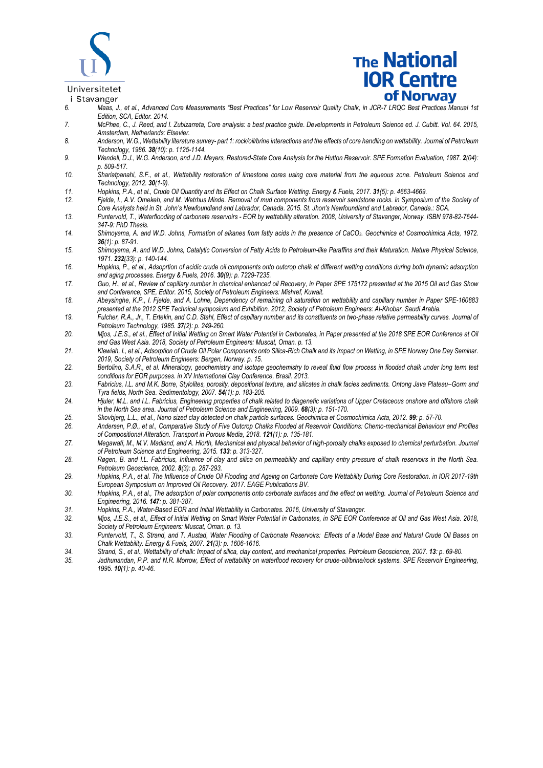6. *Maas, J., et al., Advanced Core Measurements "Best Practices" for Low Reservoir Quality Chalk, in JCR-7 LRQC Best Practices Manual 1st Edition, SCA, Editor. 2014.*
7. *McPhee, C., J. Reed, and I. Zubizarreta, Core analysis: a best practice guide. Developments in Petroleum Science ed. J. Cubitt. Vol. 64. 2015, Amsterdam, Netherlands: Elsevier.*
8. *Anderson, W.G., Wettability literature survey- part 1: rock/oil/brine interactions and the effects of core handling on wettability. Journal of Petroleum Technology, 1986. **38**(10): p. 1125-1144.*
9. *Wendell, D.J., W.G. Anderson, and J.D. Meyers, Restored-State Core Analysis for the Hutton Reservoir. SPE Formation Evaluation, 1987. **2**(04): p. 509-517.*
10. *Shariatpanahi, S.F., et al., Wettability restoration of limestone cores using core material from the aqueous zone. Petroleum Science and Technology, 2012. **30**(1-9).*
11. *Hopkins, P.A., et al., Crude Oil Quantity and Its Effect on Chalk Surface Wetting. Energy & Fuels, 2017. **31**(5): p. 4663-4669.*
12. *Fjelde, I., A.V. Omekeh, and M. Wetrhus Minde. Removal of mud components from reservoir sandstone rocks. in Symposium of the Society of Core Analysts held in St. John's Newfoundland and Labrador, Canada. 2015. St. Jhon's Newfoundland and Labrador, Canada.: SCA.*
13. *Puntervold, T., Waterflooding of carbonate reservoirs - EOR by wettability alteration. 2008, University of Stavanger, Norway. ISBN 978-82-7644-347-9: PhD Thesis.*
14. *Shimoyama, A. and W.D. Johns, Formation of alkanes from fatty acids in the presence of $CaCO_3$. Geochimica et Cosmochimica Acta, 1972. **36**(1): p. 87-91.*
15. *Shimoyama, A. and W.D. Johns, Catalytic Conversion of Fatty Acids to Petroleum-like Paraffins and their Maturation. Nature Physical Science, 1971. **232**(33): p. 140-144.*
16. *Hopkins, P., et al., Adsoprtion of acidic crude oil components onto outcrop chalk at different wetting conditions during both dynamic adsorption and aging processes. Energy & Fuels, 2016. **30**(9): p. 7229-7235.*
17. *Guo, H., et al., Review of capillary number in chemical enhanced oil Recovery, in Paper SPE 175172 presented at the 2015 Oil and Gas Show and Conference, SPE, Editor. 2015, Society of Petroleum Engineers: Mishref, Kuwait.*
18. *Abeysinghe, K.P., I. Fjelde, and A. Lohne, Dependency of remaining oil saturation on wettability and capillary number in Paper SPE-160883 presented at the 2012 SPE Technical symposium and Exhibition. 2012, Society of Petroleum Engineers: Al-Khobar, Saudi Arabia.*
19. *Fulcher, R.A., Jr., T. Ertekin, and C.D. Stahl, Effect of capillary number and its constituents on two-phase relative permeability curves. Journal of Petroleum Technology, 1985. **37**(2): p. 249-260.*
20. *Mjos, J.E.S., et al., Effect of Initial Wetting on Smart Water Potential in Carbonates, in Paper presented at the 2018 SPE EOR Conference at Oil and Gas West Asia. 2018, Society of Petroleum Engineers: Muscat, Oman. p. 13.*
21. *Klewiah, I., et al., Adsorption of Crude Oil Polar Components onto Silica-Rich Chalk and its Impact on Wetting, in SPE Norway One Day Seminar. 2019, Society of Petroleum Engineers: Bergen, Norway. p. 15.*
22. *Bertolino, S.A.R., et al. Mineralogy, geochemistry and isotope geochemistry to reveal fluid flow process in flooded chalk under long term test conditions for EOR purposes. in XV International Clay Conference, Brasil. 2013.*
23. *Fabricius, I.L. and M.K. Borre, Stylolites, porosity, depositional texture, and silicates in chalk facies sediments. Ontong Java Plateau–Gorm and Tyra fields, North Sea. Sedimentology, 2007. **54**(1): p. 183-205.*
24. *Hjuler, M.L. and I.L. Fabricius, Engineering properties of chalk related to diagenetic variations of Upper Cretaceous onshore and offshore chalk in the North Sea area. Journal of Petroleum Science and Engineering, 2009. **68**(3): p. 151-170.*
25. *Skovbjerg, L.L., et al., Nano sized clay detected on chalk particle surfaces. Geochimica et Cosmochimica Acta, 2012. **99**: p. 57-70.*
26. *Andersen, P.Ø., et al., Comparative Study of Five Outcrop Chalks Flooded at Reservoir Conditions: Chemo-mechanical Behaviour and Profiles of Compositional Alteration. Transport in Porous Media, 2018. **121**(1): p. 135-181.*
27. *Megawati, M., M.V. Madland, and A. Hiorth, Mechanical and physical behavior of high-porosity chalks exposed to chemical perturbation. Journal of Petroleum Science and Engineering, 2015. **133**: p. 313-327.*
28. *Røgen, B. and I.L. Fabricius, Influence of clay and silica on permeability and capillary entry pressure of chalk reservoirs in the North Sea. Petroleum Geoscience, 2002. **8**(3): p. 287-293.*
29. *Hopkins, P.A., et al. The Influence of Crude Oil Flooding and Ageing on Carbonate Core Wettability During Core Restoration. in IOR 2017-19th European Symposium on Improved Oil Recovery. 2017. EAGE Publications BV.*
30. *Hopkins, P.A., et al., The adsorption of polar components onto carbonate surfaces and the effect on wetting. Journal of Petroleum Science and Engineering, 2016. **147**: p. 381-387.*
31. *Hopkins, P.A., Water-Based EOR and Initial Wettability in Carbonates. 2016, University of Stavanger.*
32. *Mjos, J.E.S., et al., Effect of Initial Wetting on Smart Water Potential in Carbonates, in SPE EOR Conference at Oil and Gas West Asia. 2018, Society of Petroleum Engineers: Muscat, Oman. p. 13.*
33. *Puntervold, T., S. Strand, and T. Austad, Water Flooding of Carbonate Reservoirs: Effects of a Model Base and Natural Crude Oil Bases on Chalk Wettability. Energy & Fuels, 2007. **21**(3): p. 1606-1616.*
34. *Strand, S., et al., Wettability of chalk: Impact of silica, clay content, and mechanical properties. Petroleum Geoscience, 2007. **13**: p. 69-80.*
35. *Jadhunandan, P.P. and N.R. Morrow, Effect of wettability on waterflood recovery for crude-oil/brine/rock systems. SPE Reservoir Engineering, 1995. **10**(1): p. 40-46.*